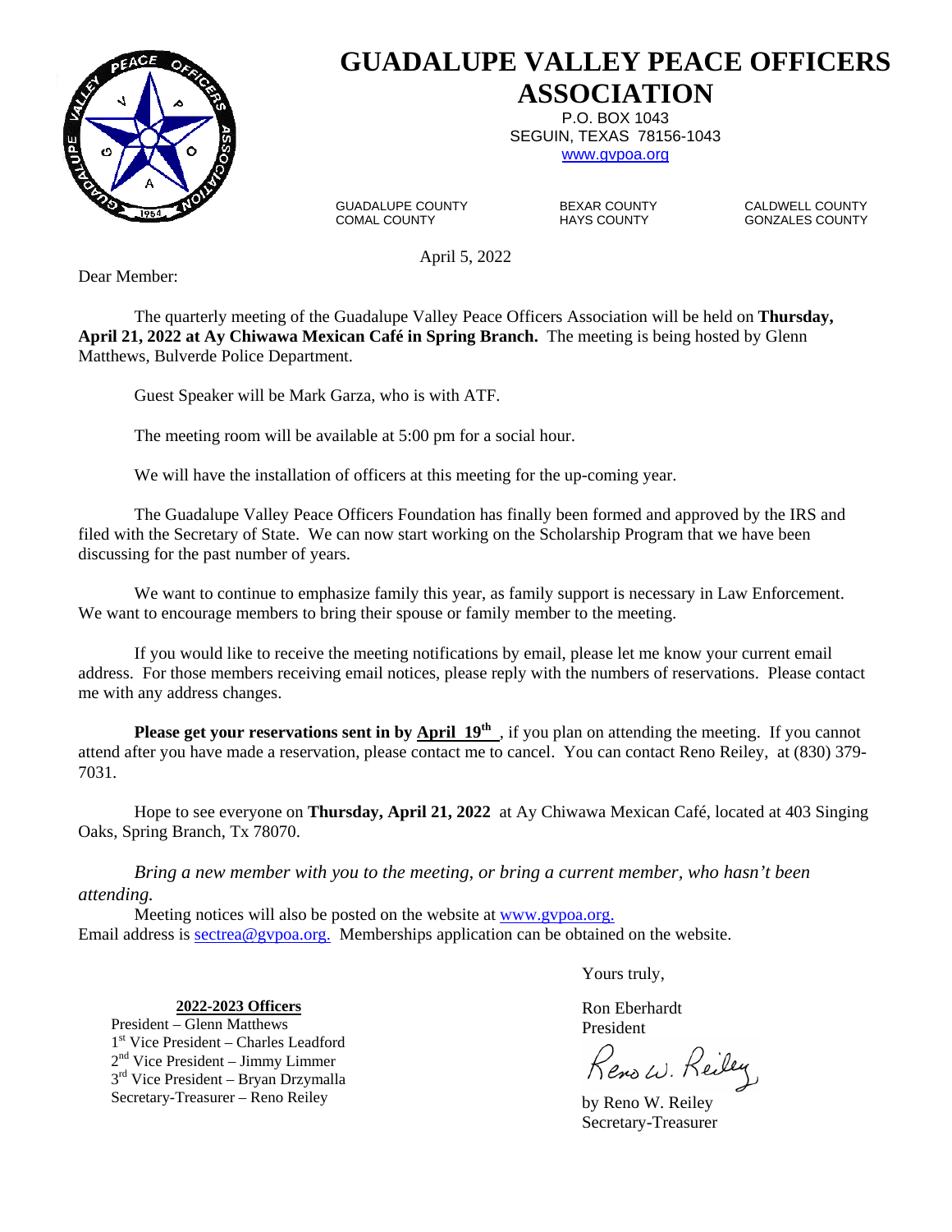# GUADALUPE VALLEY PEACE OFFICERS ASSOCIATION

P.O. BOX 1043
SEGUIN, TEXAS 78156-1043
www.gvpoa.org

GUADALUPE COUNTY BEXAR COUNTY CALDWELL COUNTY
COMAL COUNTY HAYS COUNTY GONZALES COUNTY

April 5, 2022

Dear Member:

The quarterly meeting of the Guadalupe Valley Peace Officers Association will be held on **Thursday, April 21, 2022 at Ay Chiwawa Mexican Café in Spring Branch.** The meeting is being hosted by Glenn Matthews, Bulverde Police Department.

Guest Speaker will be Mark Garza, who is with ATF.

The meeting room will be available at 5:00 pm for a social hour.

We will have the installation of officers at this meeting for the up-coming year.

The Guadalupe Valley Peace Officers Foundation has finally been formed and approved by the IRS and filed with the Secretary of State. We can now start working on the Scholarship Program that we have been discussing for the past number of years.

We want to continue to emphasize family this year, as family support is necessary in Law Enforcement. We want to encourage members to bring their spouse or family member to the meeting.

If you would like to receive the meeting notifications by email, please let me know your current email address. For those members receiving email notices, please reply with the numbers of reservations. Please contact me with any address changes.

**Please get your reservations sent in by April 19th** , if you plan on attending the meeting. If you cannot attend after you have made a reservation, please contact me to cancel. You can contact Reno Reiley, at (830) 379-7031.

Hope to see everyone on **Thursday, April 21, 2022** at Ay Chiwawa Mexican Café, located at 403 Singing Oaks, Spring Branch, Tx 78070.

*Bring a new member with you to the meeting, or bring a current member, who hasn't been attending.*

Meeting notices will also be posted on the website at www.gvpoa.org.
Email address is sectrea@gvpoa.org. Memberships application can be obtained on the website.

Yours truly,

Ron Eberhardt
President

Reno W. Reiley

by Reno W. Reiley
Secretary-Treasurer

**2022-2023 Officers**

President – Glenn Matthews
1st Vice President – Charles Leadford
2nd Vice President – Jimmy Limmer
3rd Vice President – Bryan Drzymalla
Secretary-Treasurer – Reno Reiley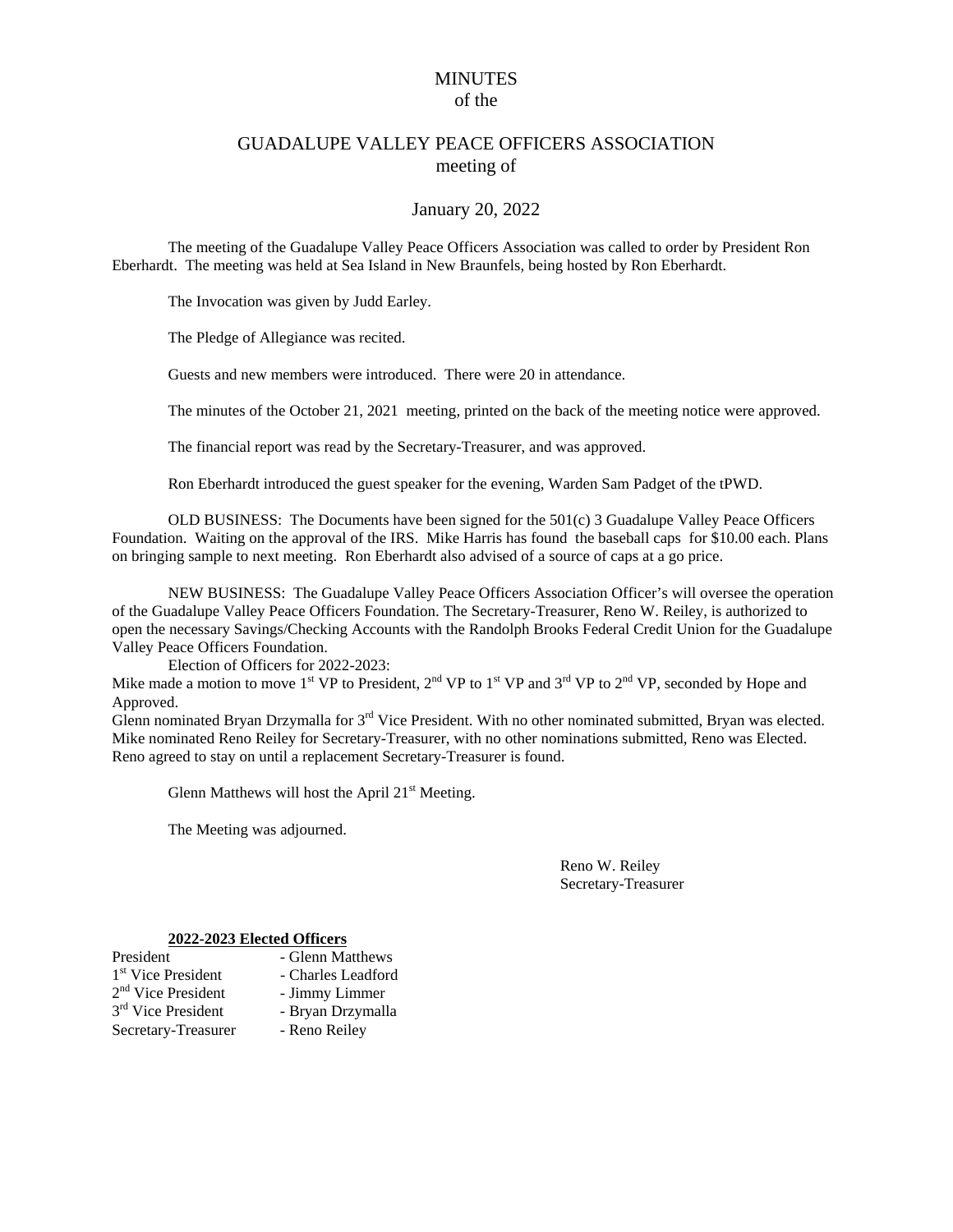# MINUTES
of the

## GUADALUPE VALLEY PEACE OFFICERS ASSOCIATION
meeting of

January 20, 2022

The meeting of the Guadalupe Valley Peace Officers Association was called to order by President Ron Eberhardt. The meeting was held at Sea Island in New Braunfels, being hosted by Ron Eberhardt.

The Invocation was given by Judd Earley.

The Pledge of Allegiance was recited.

Guests and new members were introduced. There were 20 in attendance.

The minutes of the October 21, 2021 meeting, printed on the back of the meeting notice were approved.

The financial report was read by the Secretary-Treasurer, and was approved.

Ron Eberhardt introduced the guest speaker for the evening, Warden Sam Padget of the tPWD.

OLD BUSINESS: The Documents have been signed for the 501(c) 3 Guadalupe Valley Peace Officers Foundation. Waiting on the approval of the IRS. Mike Harris has found the baseball caps for $10.00 each. Plans on bringing sample to next meeting. Ron Eberhardt also advised of a source of caps at a go price.

NEW BUSINESS: The Guadalupe Valley Peace Officers Association Officer's will oversee the operation of the Guadalupe Valley Peace Officers Foundation. The Secretary-Treasurer, Reno W. Reiley, is authorized to open the necessary Savings/Checking Accounts with the Randolph Brooks Federal Credit Union for the Guadalupe Valley Peace Officers Foundation.

Election of Officers for 2022-2023:
Mike made a motion to move 1st VP to President, 2nd VP to 1st VP and 3rd VP to 2nd VP, seconded by Hope and Approved.
Glenn nominated Bryan Drzymalla for 3rd Vice President. With no other nominated submitted, Bryan was elected.
Mike nominated Reno Reiley for Secretary-Treasurer, with no other nominations submitted, Reno was Elected.
Reno agreed to stay on until a replacement Secretary-Treasurer is found.

Glenn Matthews will host the April 21st Meeting.

The Meeting was adjourned.

Reno W. Reiley
Secretary-Treasurer

**2022-2023 Elected Officers**

| | |
|---|---|
| President | - Glenn Matthews |
| 1st Vice President | - Charles Leadford |
| 2nd Vice President | - Jimmy Limmer |
| 3rd Vice President | - Bryan Drzymalla |
| Secretary-Treasurer | - Reno Reiley |